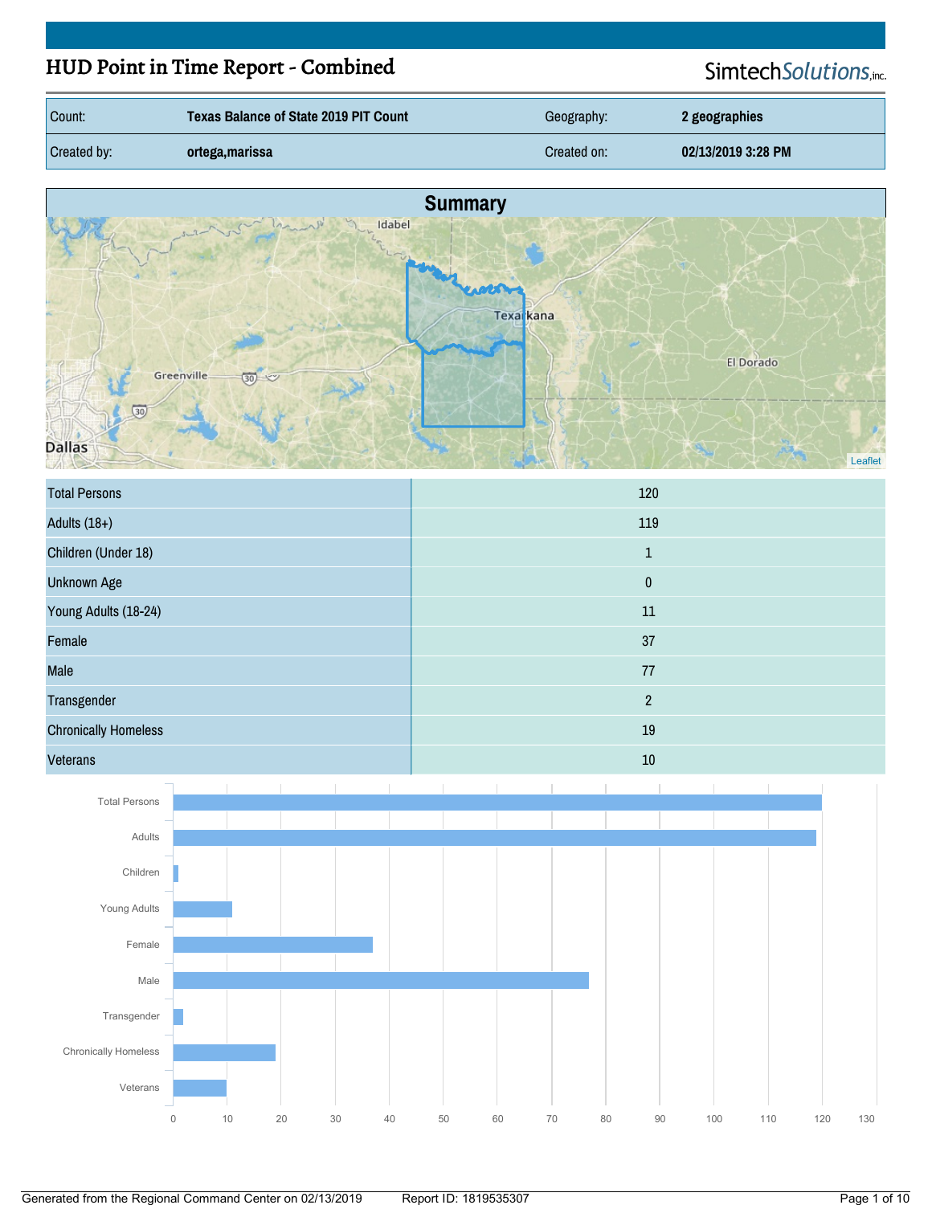# HUD Point in Time Report - Combined

SimtechSolutions, inc.

| Count: | Texas Balance of State 2019 PIT Count | Geography: | 2 geographies |
|---|---|---|---|
| Created by: | ortega,marissa | Created on: | 02/13/2019 3:28 PM |

## Summary

| | |
|---|---|
| Total Persons | 120 |
| Adults (18+) | 119 |
| Children (Under 18) | 1 |
| Unknown Age | 0 |
| Young Adults (18-24) | 11 |
| Female | 37 |
| Male | 77 |
| Transgender | 2 |
| Chronically Homeless | 19 |
| Veterans | 10 |

Generated from the Regional Command Center on 02/13/2019 Report ID: 1819535307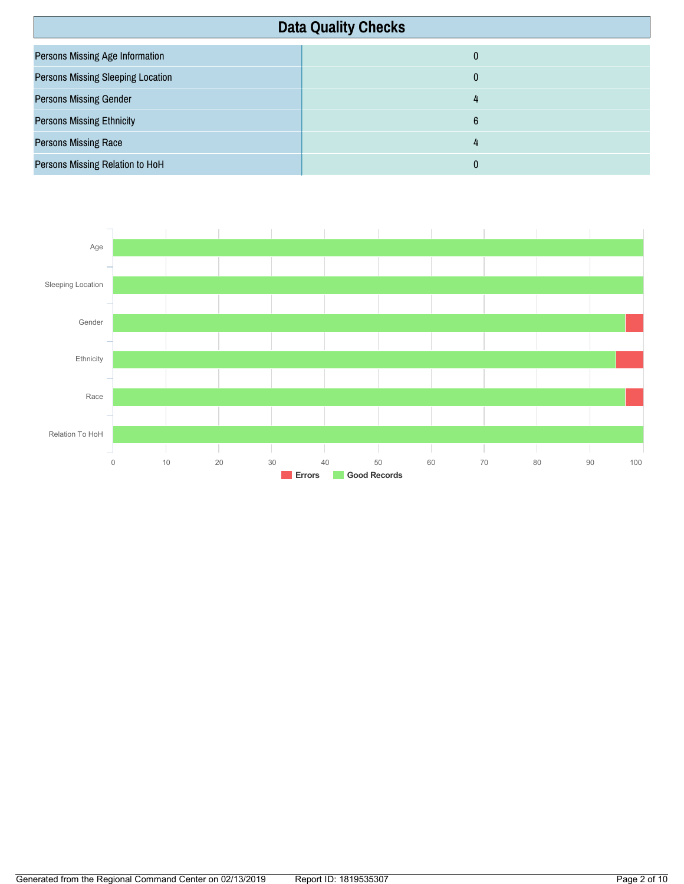## Data Quality Checks

| | |
|---|---|
| Persons Missing Age Information | 0 |
| Persons Missing Sleeping Location | 0 |
| Persons Missing Gender | 4 |
| Persons Missing Ethnicity | 6 |
| Persons Missing Race | 4 |
| Persons Missing Relation to HoH | 0 |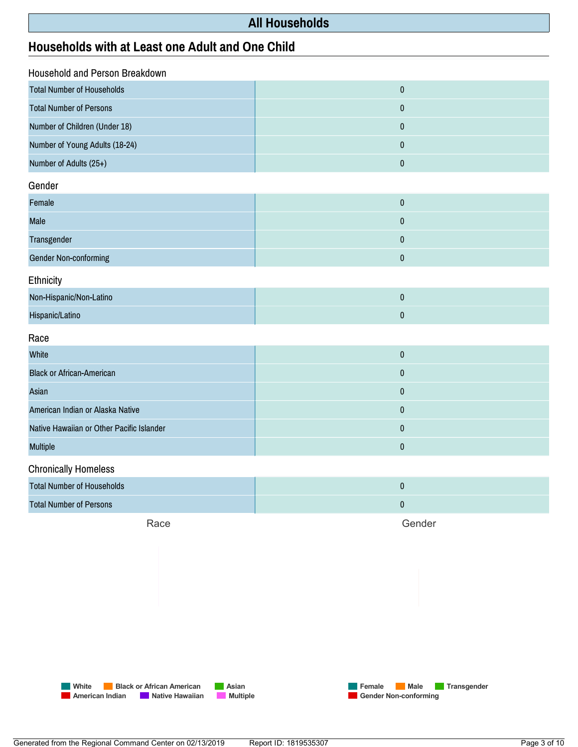# All Households

## Households with at Least one Adult and One Child

### Household and Person Breakdown

| | |
|---|---|
| Total Number of Households | 0 |
| Total Number of Persons | 0 |
| Number of Children (Under 18) | 0 |
| Number of Young Adults (18-24) | 0 |
| Number of Adults (25+) | 0 |

### Gender

| | |
|---|---|
| Female | 0 |
| Male | 0 |
| Transgender | 0 |
| Gender Non-conforming | 0 |

### Ethnicity

| | |
|---|---|
| Non-Hispanic/Non-Latino | 0 |
| Hispanic/Latino | 0 |

### Race

| | |
|---|---|
| White | 0 |
| Black or African-American | 0 |
| Asian | 0 |
| American Indian or Alaska Native | 0 |
| Native Hawaiian or Other Pacific Islander | 0 |
| Multiple | 0 |

### Chronically Homeless

| | |
|---|---|
| Total Number of Households | 0 |
| Total Number of Persons | 0 |

Race

White, Black or African American, Asian, American Indian, Native Hawaiian, Multiple

Gender

Female, Male, Transgender, Gender Non-conforming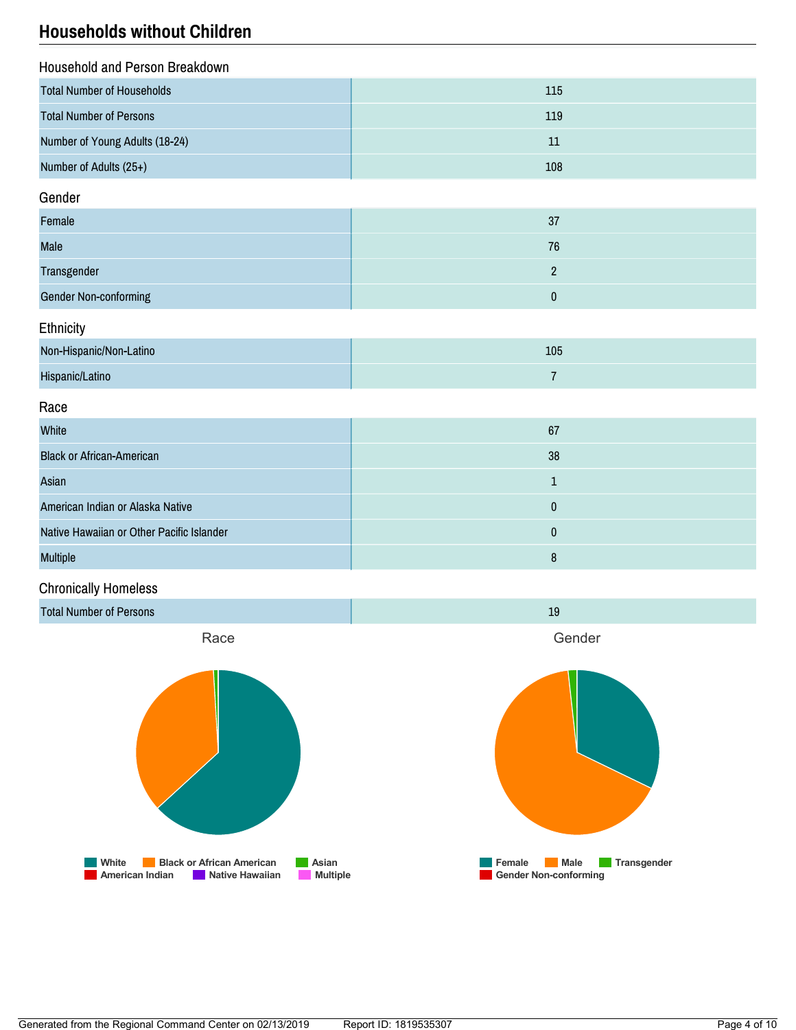## Households without Children

### Household and Person Breakdown

| | |
|---|---|
| Total Number of Households | 115 |
| Total Number of Persons | 119 |
| Number of Young Adults (18-24) | 11 |
| Number of Adults (25+) | 108 |

### Gender

| | |
|---|---|
| Female | 37 |
| Male | 76 |
| Transgender | 2 |
| Gender Non-conforming | 0 |

### Ethnicity

| | |
|---|---|
| Non-Hispanic/Non-Latino | 105 |
| Hispanic/Latino | 7 |

### Race

| | |
|---|---|
| White | 67 |
| Black or African-American | 38 |
| Asian | 1 |
| American Indian or Alaska Native | 0 |
| Native Hawaiian or Other Pacific Islander | 0 |
| Multiple | 8 |

### Chronically Homeless

| | |
|---|---|
| Total Number of Persons | 19 |

Race

White, Black or African American, Asian, American Indian, Native Hawaiian, Multiple

Gender

Female, Male, Transgender, Gender Non-conforming

Generated from the Regional Command Center on 02/13/2019 Report ID: 1819535307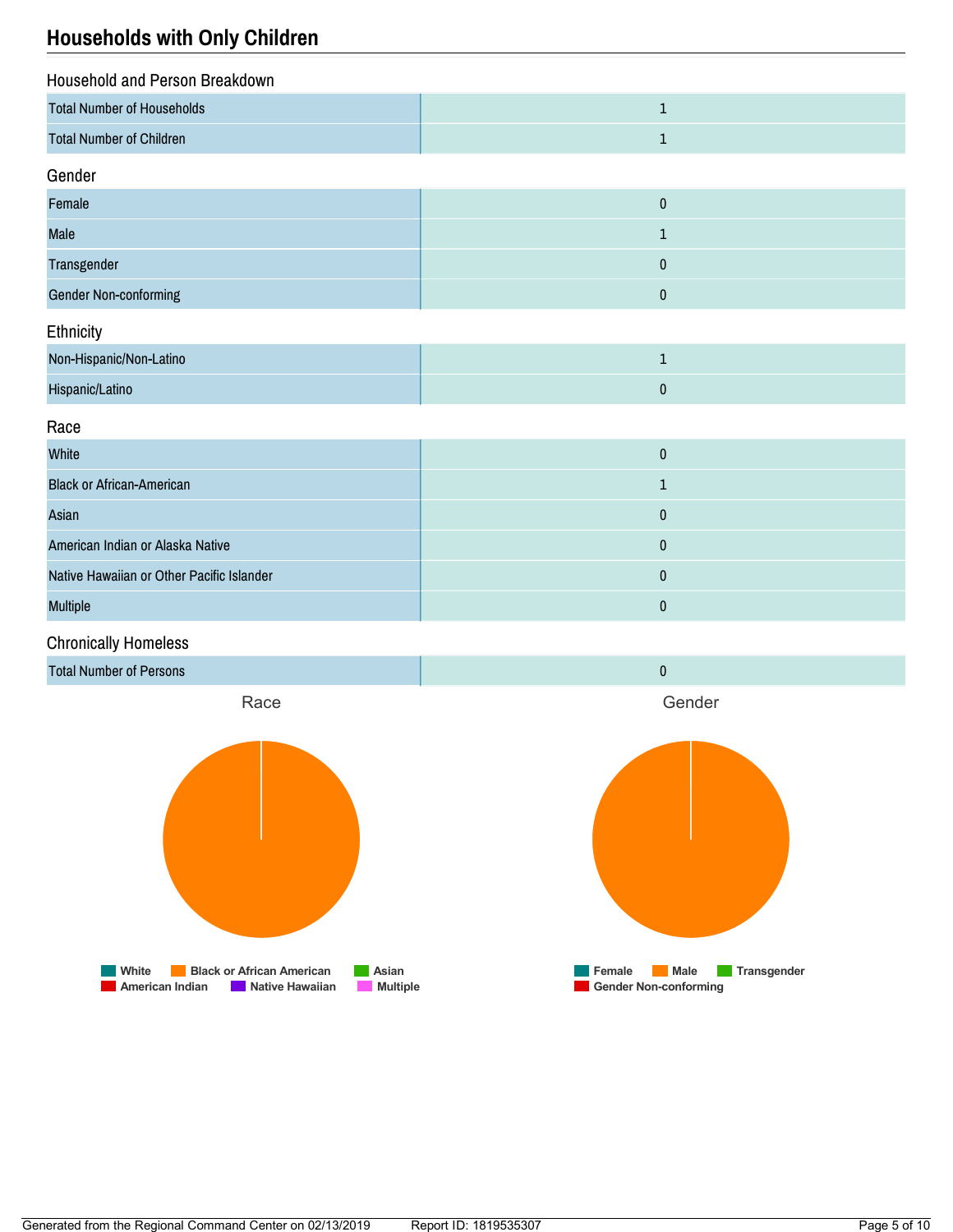## Households with Only Children

### Household and Person Breakdown

| | |
|---|---|
| Total Number of Households | 1 |
| Total Number of Children | 1 |

### Gender

| | |
|---|---|
| Female | 0 |
| Male | 1 |
| Transgender | 0 |
| Gender Non-conforming | 0 |

### Ethnicity

| | |
|---|---|
| Non-Hispanic/Non-Latino | 1 |
| Hispanic/Latino | 0 |

### Race

| | |
|---|---|
| White | 0 |
| Black or African-American | 1 |
| Asian | 0 |
| American Indian or Alaska Native | 0 |
| Native Hawaiian or Other Pacific Islander | 0 |
| Multiple | 0 |

### Chronically Homeless

| | |
|---|---|
| Total Number of Persons | 0 |

Race

White | Black or African American | Asian | American Indian | Native Hawaiian | Multiple

Gender

Female | Male | Transgender | Gender Non-conforming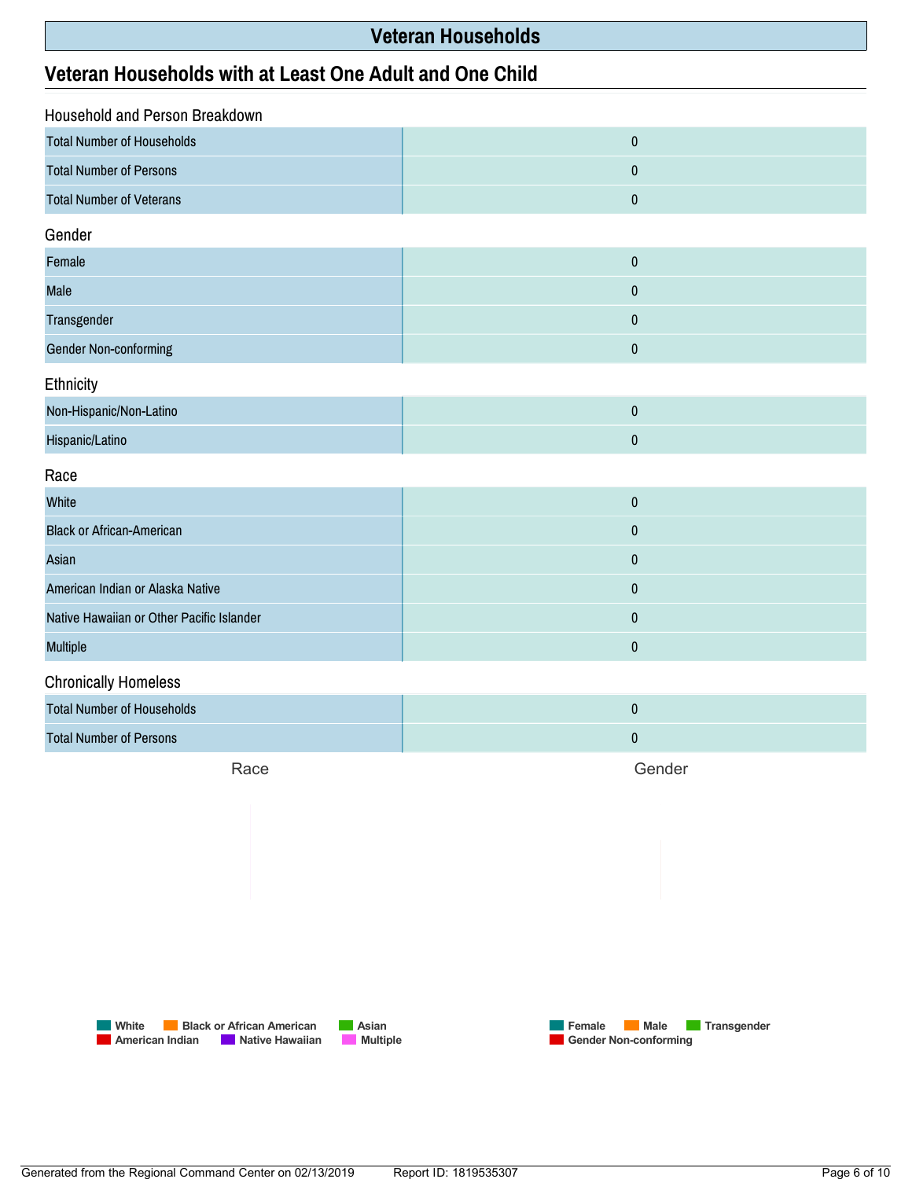# Veteran Households

## Veteran Households with at Least One Adult and One Child

### Household and Person Breakdown

| | |
|---|---|
| Total Number of Households | 0 |
| Total Number of Persons | 0 |
| Total Number of Veterans | 0 |

### Gender

| | |
|---|---|
| Female | 0 |
| Male | 0 |
| Transgender | 0 |
| Gender Non-conforming | 0 |

### Ethnicity

| | |
|---|---|
| Non-Hispanic/Non-Latino | 0 |
| Hispanic/Latino | 0 |

### Race

| | |
|---|---|
| White | 0 |
| Black or African-American | 0 |
| Asian | 0 |
| American Indian or Alaska Native | 0 |
| Native Hawaiian or Other Pacific Islander | 0 |
| Multiple | 0 |

### Chronically Homeless

| | |
|---|---|
| Total Number of Households | 0 |
| Total Number of Persons | 0 |

Race

White | Black or African American | Asian | American Indian | Native Hawaiian | Multiple

Gender

Female | Male | Transgender | Gender Non-conforming

Generated from the Regional Command Center on 02/13/2019 Report ID: 1819535307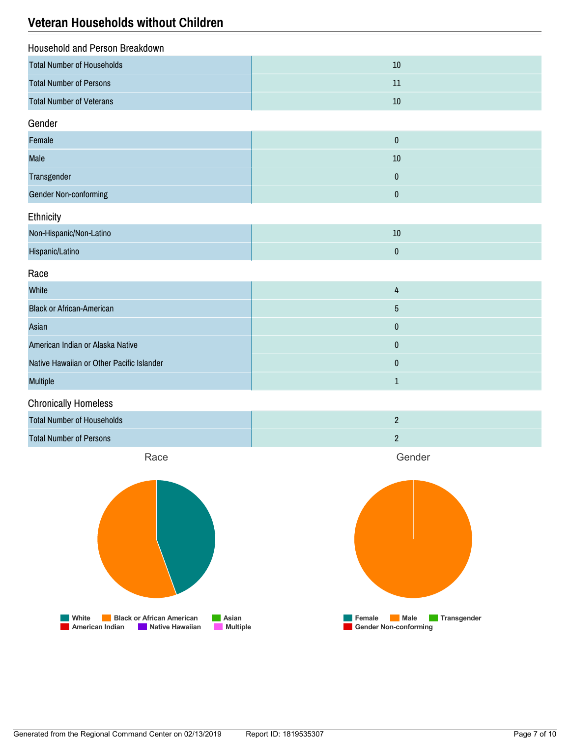## Veteran Households without Children

### Household and Person Breakdown

| | |
|---|---|
| Total Number of Households | 10 |
| Total Number of Persons | 11 |
| Total Number of Veterans | 10 |

### Gender

| | |
|---|---|
| Female | 0 |
| Male | 10 |
| Transgender | 0 |
| Gender Non-conforming | 0 |

### Ethnicity

| | |
|---|---|
| Non-Hispanic/Non-Latino | 10 |
| Hispanic/Latino | 0 |

### Race

| | |
|---|---|
| White | 4 |
| Black or African-American | 5 |
| Asian | 0 |
| American Indian or Alaska Native | 0 |
| Native Hawaiian or Other Pacific Islander | 0 |
| Multiple | 1 |

### Chronically Homeless

| | |
|---|---|
| Total Number of Households | 2 |
| Total Number of Persons | 2 |

Race

White | Black or African American | Asian | American Indian | Native Hawaiian | Multiple

Gender

Female | Male | Transgender | Gender Non-conforming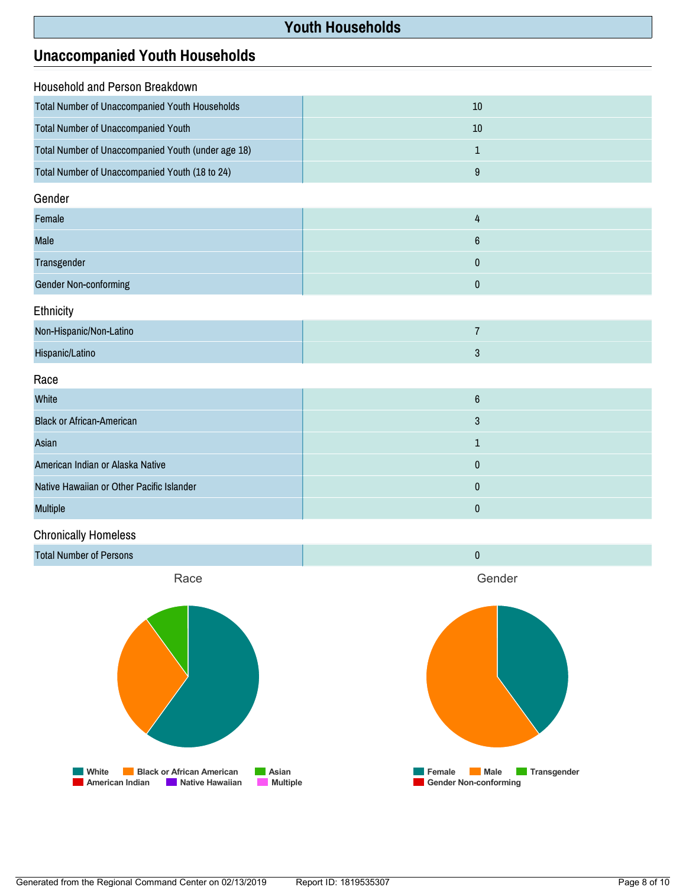# Youth Households

## Unaccompanied Youth Households

### Household and Person Breakdown

| | |
|---|---|
| Total Number of Unaccompanied Youth Households | 10 |
| Total Number of Unaccompanied Youth | 10 |
| Total Number of Unaccompanied Youth (under age 18) | 1 |
| Total Number of Unaccompanied Youth (18 to 24) | 9 |

### Gender

| | |
|---|---|
| Female | 4 |
| Male | 6 |
| Transgender | 0 |
| Gender Non-conforming | 0 |

### Ethnicity

| | |
|---|---|
| Non-Hispanic/Non-Latino | 7 |
| Hispanic/Latino | 3 |

### Race

| | |
|---|---|
| White | 6 |
| Black or African-American | 3 |
| Asian | 1 |
| American Indian or Alaska Native | 0 |
| Native Hawaiian or Other Pacific Islander | 0 |
| Multiple | 0 |

### Chronically Homeless

| | |
|---|---|
| Total Number of Persons | 0 |

Race

White | Black or African American | Asian | American Indian | Native Hawaiian | Multiple

Gender

Female | Male | Transgender | Gender Non-conforming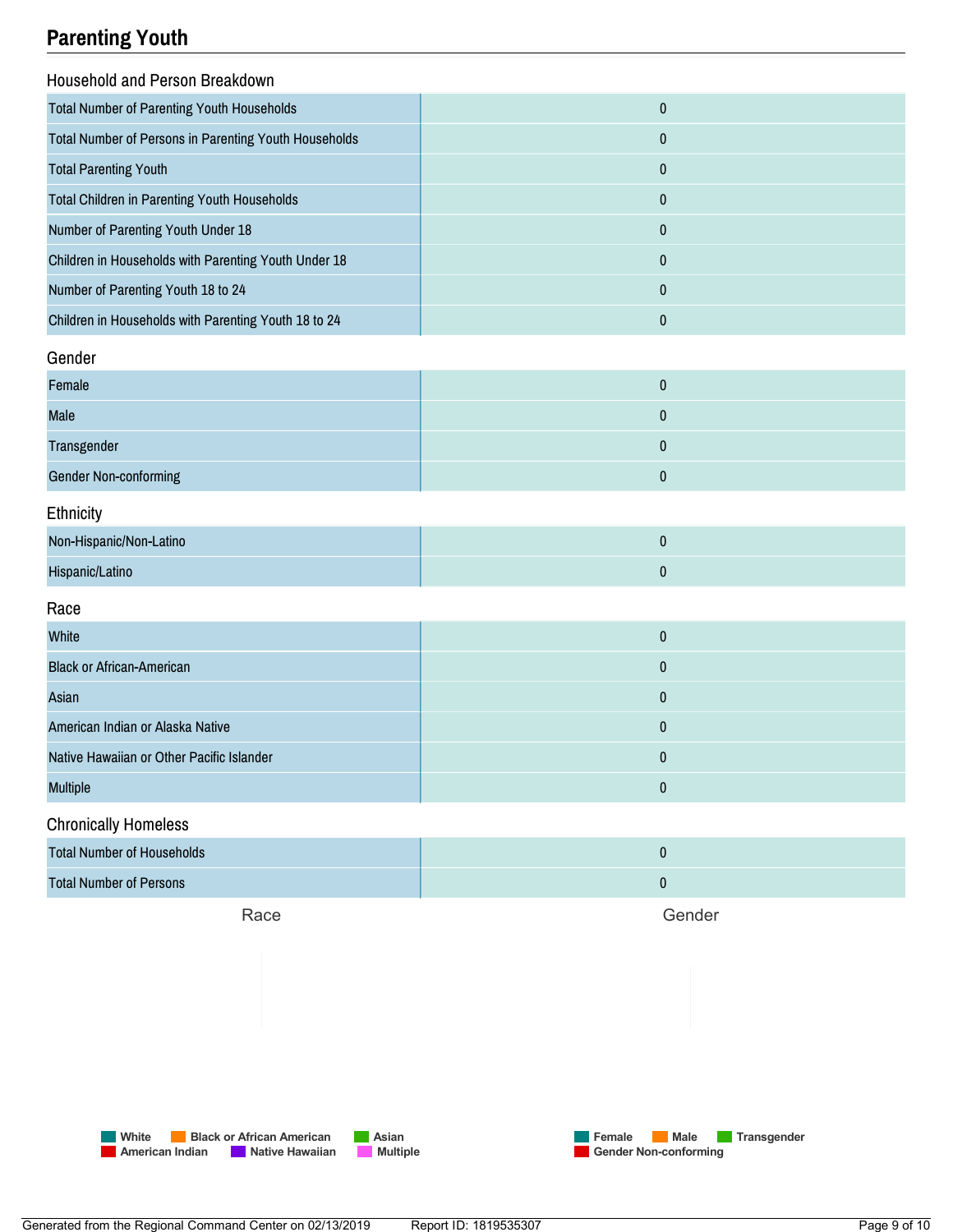## Parenting Youth

### Household and Person Breakdown

| | |
|---|---|
| Total Number of Parenting Youth Households | 0 |
| Total Number of Persons in Parenting Youth Households | 0 |
| Total Parenting Youth | 0 |
| Total Children in Parenting Youth Households | 0 |
| Number of Parenting Youth Under 18 | 0 |
| Children in Households with Parenting Youth Under 18 | 0 |
| Number of Parenting Youth 18 to 24 | 0 |
| Children in Households with Parenting Youth 18 to 24 | 0 |

### Gender

| | |
|---|---|
| Female | 0 |
| Male | 0 |
| Transgender | 0 |
| Gender Non-conforming | 0 |

### Ethnicity

| | |
|---|---|
| Non-Hispanic/Non-Latino | 0 |
| Hispanic/Latino | 0 |

### Race

| | |
|---|---|
| White | 0 |
| Black or African-American | 0 |
| Asian | 0 |
| American Indian or Alaska Native | 0 |
| Native Hawaiian or Other Pacific Islander | 0 |
| Multiple | 0 |

### Chronically Homeless

| | |
|---|---|
| Total Number of Households | 0 |
| Total Number of Persons | 0 |

Race

White, Black or African American, Asian, American Indian, Native Hawaiian, Multiple

Gender

Female, Male, Transgender, Gender Non-conforming

Generated from the Regional Command Center on 02/13/2019 Report ID: 1819535307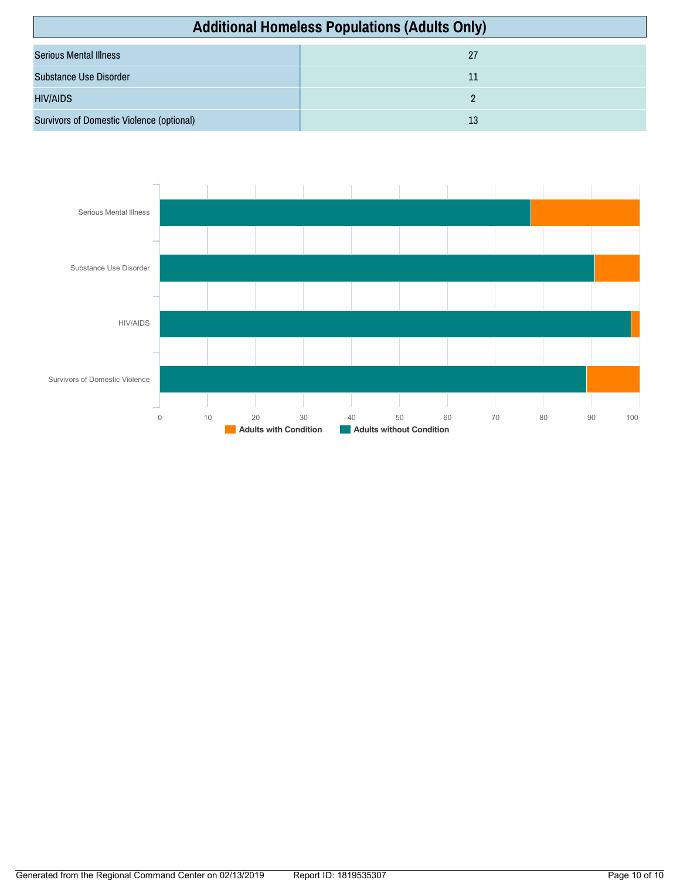# Additional Homeless Populations (Adults Only)

| | |
|---|---|
| Serious Mental Illness | 27 |
| Substance Use Disorder | 11 |
| HIV/AIDS | 2 |
| Survivors of Domestic Violence (optional) | 13 |

Serious Mental Illness

Substance Use Disorder

HIV/AIDS

Survivors of Domestic Violence

0 10 20 30 40 50 60 70 80 90 100

Adults with Condition
Adults without Condition

Generated from the Regional Command Center on 02/13/2019 Report ID: 1819535307